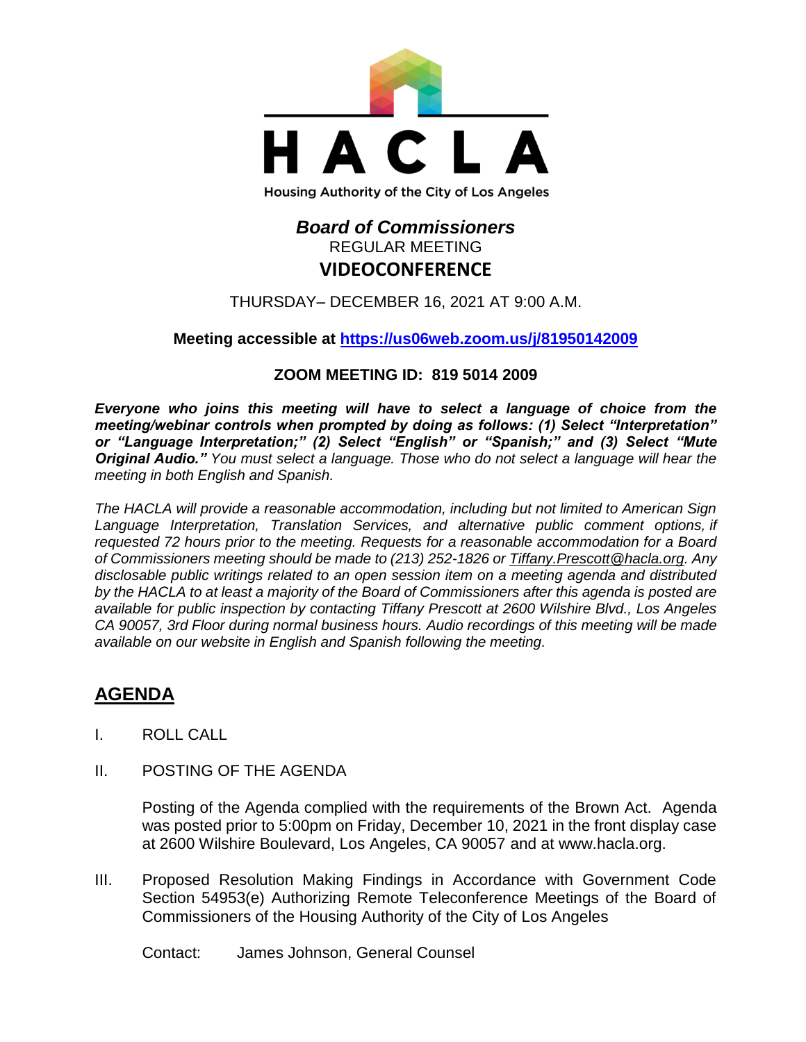# HACLA

Housing Authority of the City of Los Angeles

## *Board of Commissioners*

REGULAR MEETING

**VIDEOCONFERENCE**

THURSDAY– DECEMBER 16, 2021 AT 9:00 A.M.

**Meeting accessible at https://us06web.zoom.us/j/81950142009**

**ZOOM MEETING ID: 819 5014 2009**

***Everyone who joins this meeting will have to select a language of choice from the meeting/webinar controls when prompted by doing as follows: (1) Select "Interpretation" or "Language Interpretation;" (2) Select "English" or "Spanish;" and (3) Select "Mute Original Audio."*** *You must select a language. Those who do not select a language will hear the meeting in both English and Spanish.*

*The HACLA will provide a reasonable accommodation, including but not limited to American Sign Language Interpretation, Translation Services, and alternative public comment options, if requested 72 hours prior to the meeting. Requests for a reasonable accommodation for a Board of Commissioners meeting should be made to (213) 252-1826 or Tiffany.Prescott@hacla.org. Any disclosable public writings related to an open session item on a meeting agenda and distributed by the HACLA to at least a majority of the Board of Commissioners after this agenda is posted are available for public inspection by contacting Tiffany Prescott at 2600 Wilshire Blvd., Los Angeles CA 90057, 3rd Floor during normal business hours. Audio recordings of this meeting will be made available on our website in English and Spanish following the meeting.*

## AGENDA

I. ROLL CALL

II. POSTING OF THE AGENDA

Posting of the Agenda complied with the requirements of the Brown Act. Agenda was posted prior to 5:00pm on Friday, December 10, 2021 in the front display case at 2600 Wilshire Boulevard, Los Angeles, CA 90057 and at www.hacla.org.

III. Proposed Resolution Making Findings in Accordance with Government Code Section 54953(e) Authorizing Remote Teleconference Meetings of the Board of Commissioners of the Housing Authority of the City of Los Angeles

Contact: James Johnson, General Counsel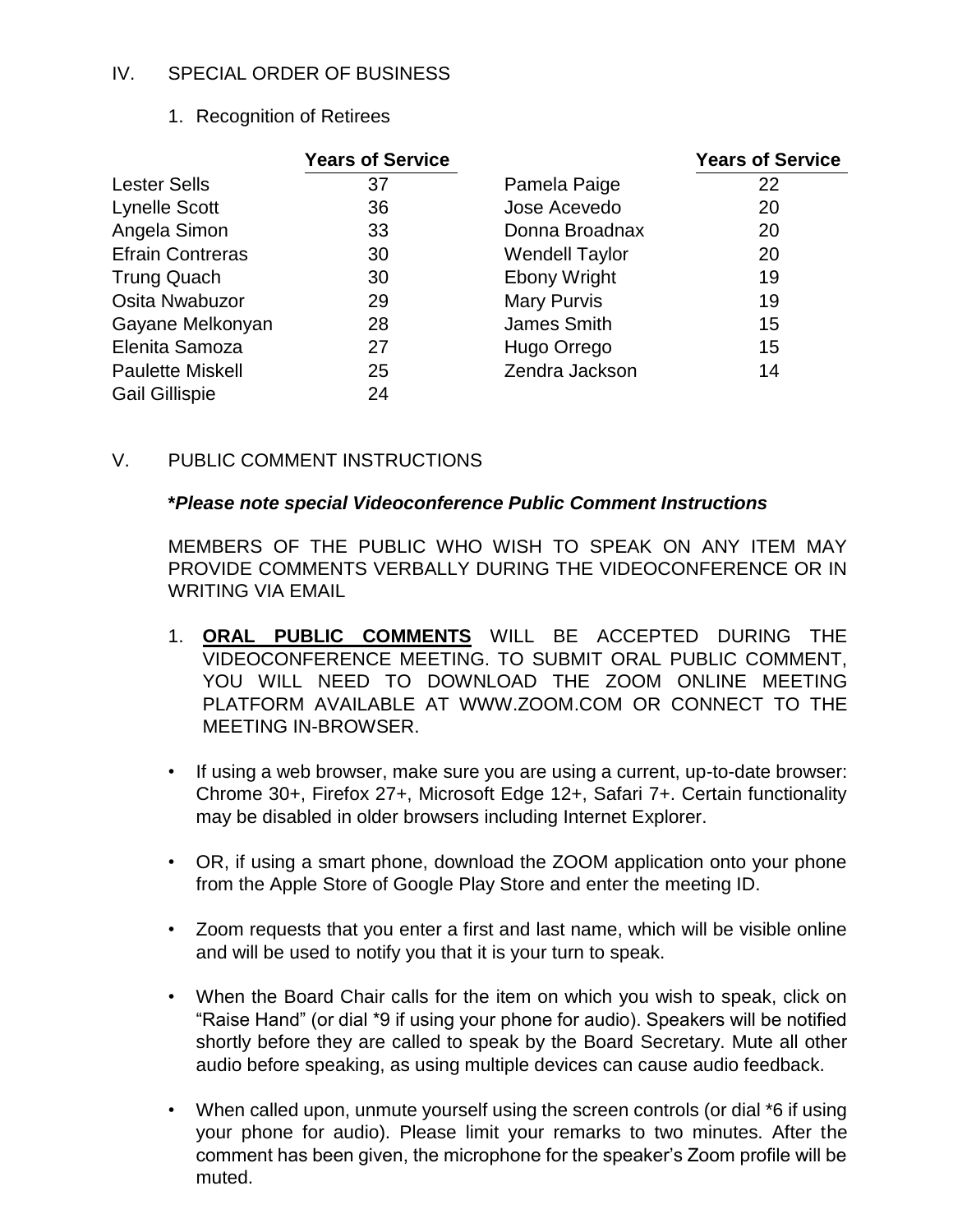## IV. SPECIAL ORDER OF BUSINESS

1. Recognition of Retirees

| | Years of Service | | Years of Service |
|---|---|---|---|
| Lester Sells | 37 | Pamela Paige | 22 |
| Lynelle Scott | 36 | Jose Acevedo | 20 |
| Angela Simon | 33 | Donna Broadnax | 20 |
| Efrain Contreras | 30 | Wendell Taylor | 20 |
| Trung Quach | 30 | Ebony Wright | 19 |
| Osita Nwabuzor | 29 | Mary Purvis | 19 |
| Gayane Melkonyan | 28 | James Smith | 15 |
| Elenita Samoza | 27 | Hugo Orrego | 15 |
| Paulette Miskell | 25 | Zendra Jackson | 14 |
| Gail Gillispie | 24 | | |

## V. PUBLIC COMMENT INSTRUCTIONS

***Please note special Videoconference Public Comment Instructions***

MEMBERS OF THE PUBLIC WHO WISH TO SPEAK ON ANY ITEM MAY PROVIDE COMMENTS VERBALLY DURING THE VIDEOCONFERENCE OR IN WRITING VIA EMAIL

1. **ORAL PUBLIC COMMENTS** WILL BE ACCEPTED DURING THE VIDEOCONFERENCE MEETING. TO SUBMIT ORAL PUBLIC COMMENT, YOU WILL NEED TO DOWNLOAD THE ZOOM ONLINE MEETING PLATFORM AVAILABLE AT WWW.ZOOM.COM OR CONNECT TO THE MEETING IN-BROWSER.

- If using a web browser, make sure you are using a current, up-to-date browser: Chrome 30+, Firefox 27+, Microsoft Edge 12+, Safari 7+. Certain functionality may be disabled in older browsers including Internet Explorer.
- OR, if using a smart phone, download the ZOOM application onto your phone from the Apple Store of Google Play Store and enter the meeting ID.
- Zoom requests that you enter a first and last name, which will be visible online and will be used to notify you that it is your turn to speak.
- When the Board Chair calls for the item on which you wish to speak, click on "Raise Hand" (or dial *9 if using your phone for audio). Speakers will be notified shortly before they are called to speak by the Board Secretary. Mute all other audio before speaking, as using multiple devices can cause audio feedback.
- When called upon, unmute yourself using the screen controls (or dial *6 if using your phone for audio). Please limit your remarks to two minutes. After the comment has been given, the microphone for the speaker's Zoom profile will be muted.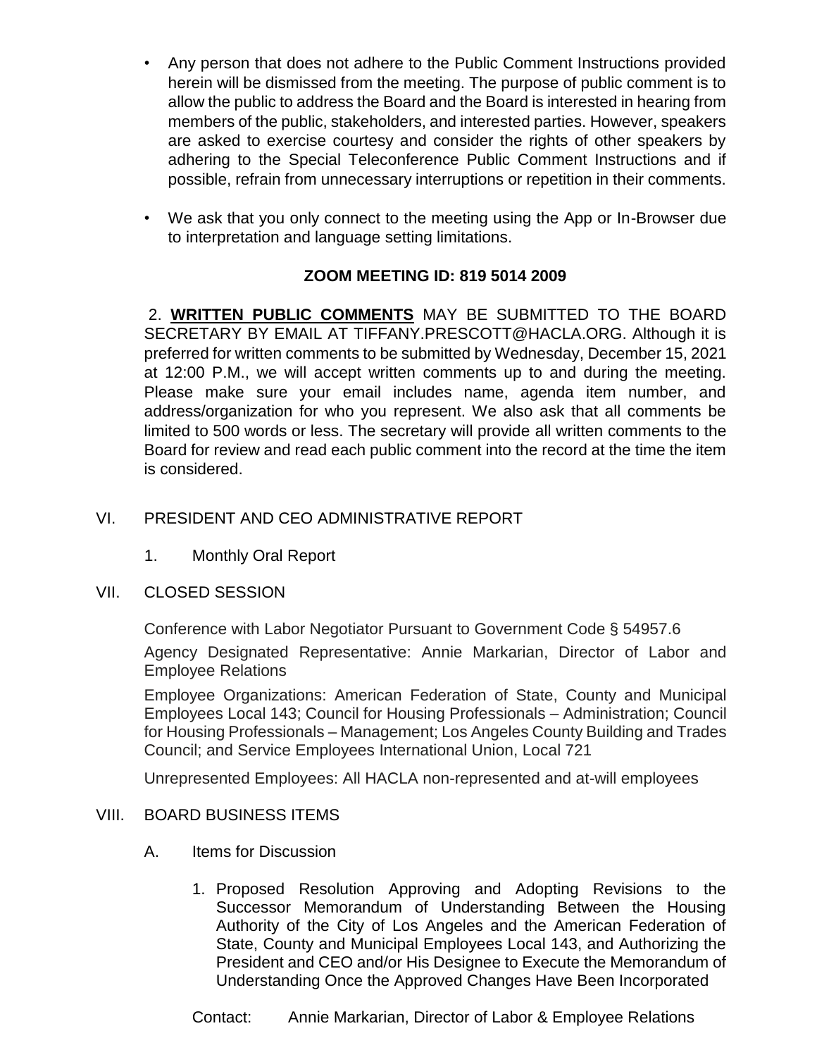- Any person that does not adhere to the Public Comment Instructions provided herein will be dismissed from the meeting. The purpose of public comment is to allow the public to address the Board and the Board is interested in hearing from members of the public, stakeholders, and interested parties. However, speakers are asked to exercise courtesy and consider the rights of other speakers by adhering to the Special Teleconference Public Comment Instructions and if possible, refrain from unnecessary interruptions or repetition in their comments.
- We ask that you only connect to the meeting using the App or In-Browser due to interpretation and language setting limitations.

**ZOOM MEETING ID: 819 5014 2009**

2. **WRITTEN PUBLIC COMMENTS** MAY BE SUBMITTED TO THE BOARD SECRETARY BY EMAIL AT TIFFANY.PRESCOTT@HACLA.ORG. Although it is preferred for written comments to be submitted by Wednesday, December 15, 2021 at 12:00 P.M., we will accept written comments up to and during the meeting. Please make sure your email includes name, agenda item number, and address/organization for who you represent. We also ask that all comments be limited to 500 words or less. The secretary will provide all written comments to the Board for review and read each public comment into the record at the time the item is considered.

## VI. PRESIDENT AND CEO ADMINISTRATIVE REPORT

1. Monthly Oral Report

## VII. CLOSED SESSION

Conference with Labor Negotiator Pursuant to Government Code § 54957.6

Agency Designated Representative: Annie Markarian, Director of Labor and Employee Relations

Employee Organizations: American Federation of State, County and Municipal Employees Local 143; Council for Housing Professionals – Administration; Council for Housing Professionals – Management; Los Angeles County Building and Trades Council; and Service Employees International Union, Local 721

Unrepresented Employees: All HACLA non-represented and at-will employees

## VIII. BOARD BUSINESS ITEMS

### A. Items for Discussion

1. Proposed Resolution Approving and Adopting Revisions to the Successor Memorandum of Understanding Between the Housing Authority of the City of Los Angeles and the American Federation of State, County and Municipal Employees Local 143, and Authorizing the President and CEO and/or His Designee to Execute the Memorandum of Understanding Once the Approved Changes Have Been Incorporated

Contact: Annie Markarian, Director of Labor & Employee Relations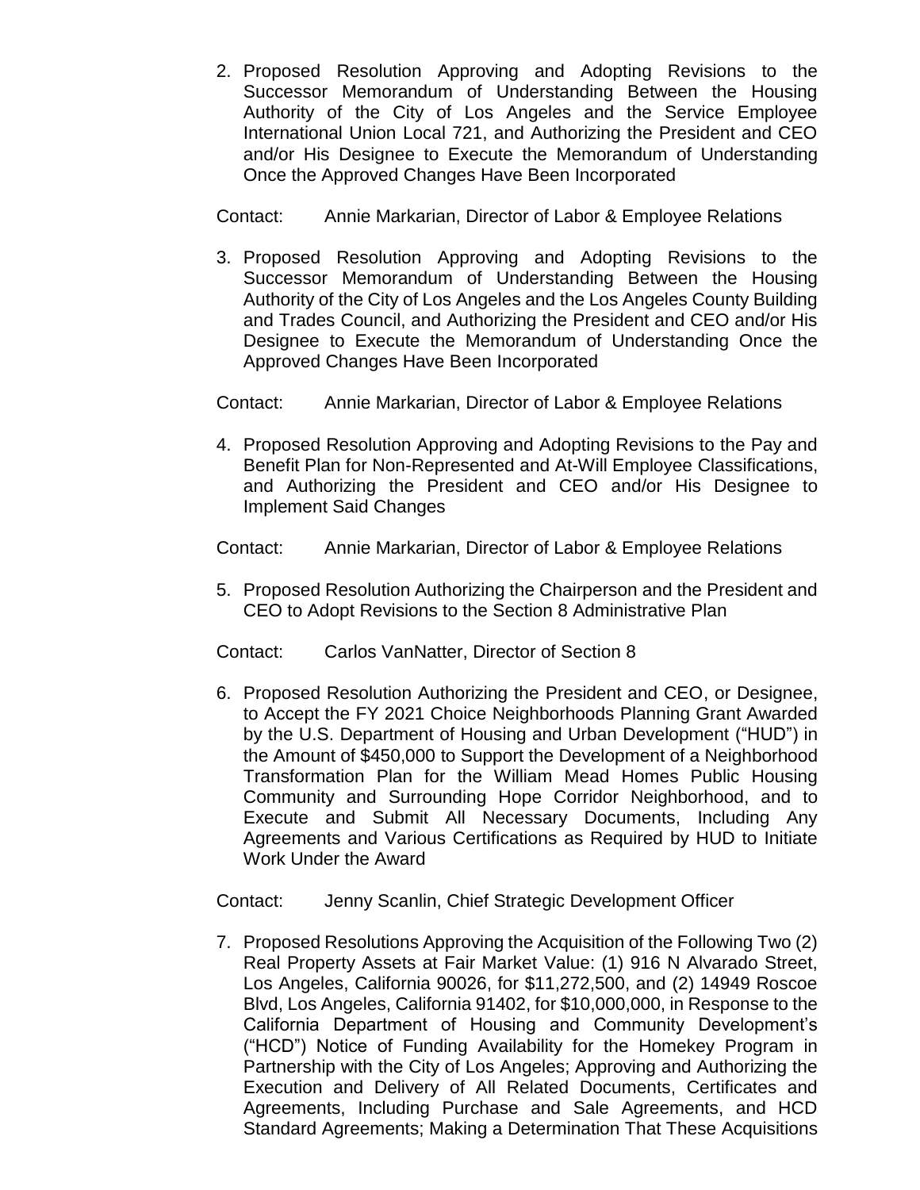2. Proposed Resolution Approving and Adopting Revisions to the Successor Memorandum of Understanding Between the Housing Authority of the City of Los Angeles and the Service Employee International Union Local 721, and Authorizing the President and CEO and/or His Designee to Execute the Memorandum of Understanding Once the Approved Changes Have Been Incorporated

   Contact: Annie Markarian, Director of Labor & Employee Relations

3. Proposed Resolution Approving and Adopting Revisions to the Successor Memorandum of Understanding Between the Housing Authority of the City of Los Angeles and the Los Angeles County Building and Trades Council, and Authorizing the President and CEO and/or His Designee to Execute the Memorandum of Understanding Once the Approved Changes Have Been Incorporated

   Contact: Annie Markarian, Director of Labor & Employee Relations

4. Proposed Resolution Approving and Adopting Revisions to the Pay and Benefit Plan for Non-Represented and At-Will Employee Classifications, and Authorizing the President and CEO and/or His Designee to Implement Said Changes

   Contact: Annie Markarian, Director of Labor & Employee Relations

5. Proposed Resolution Authorizing the Chairperson and the President and CEO to Adopt Revisions to the Section 8 Administrative Plan

   Contact: Carlos VanNatter, Director of Section 8

6. Proposed Resolution Authorizing the President and CEO, or Designee, to Accept the FY 2021 Choice Neighborhoods Planning Grant Awarded by the U.S. Department of Housing and Urban Development ("HUD") in the Amount of $450,000 to Support the Development of a Neighborhood Transformation Plan for the William Mead Homes Public Housing Community and Surrounding Hope Corridor Neighborhood, and to Execute and Submit All Necessary Documents, Including Any Agreements and Various Certifications as Required by HUD to Initiate Work Under the Award

   Contact: Jenny Scanlin, Chief Strategic Development Officer

7. Proposed Resolutions Approving the Acquisition of the Following Two (2) Real Property Assets at Fair Market Value: (1) 916 N Alvarado Street, Los Angeles, California 90026, for $11,272,500, and (2) 14949 Roscoe Blvd, Los Angeles, California 91402, for $10,000,000, in Response to the California Department of Housing and Community Development's ("HCD") Notice of Funding Availability for the Homekey Program in Partnership with the City of Los Angeles; Approving and Authorizing the Execution and Delivery of All Related Documents, Certificates and Agreements, Including Purchase and Sale Agreements, and HCD Standard Agreements; Making a Determination That These Acquisitions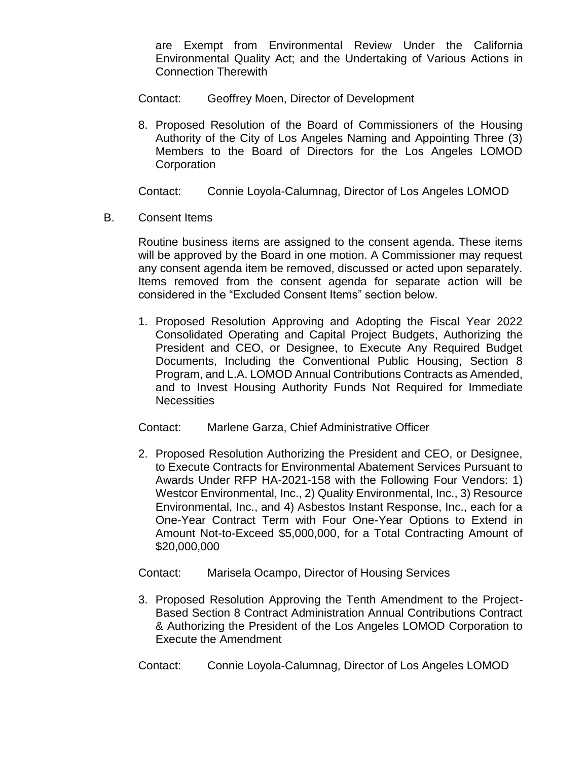are Exempt from Environmental Review Under the California Environmental Quality Act; and the Undertaking of Various Actions in Connection Therewith

Contact: Geoffrey Moen, Director of Development

8. Proposed Resolution of the Board of Commissioners of the Housing Authority of the City of Los Angeles Naming and Appointing Three (3) Members to the Board of Directors for the Los Angeles LOMOD Corporation

Contact: Connie Loyola-Calumnag, Director of Los Angeles LOMOD

B. Consent Items

Routine business items are assigned to the consent agenda. These items will be approved by the Board in one motion. A Commissioner may request any consent agenda item be removed, discussed or acted upon separately. Items removed from the consent agenda for separate action will be considered in the "Excluded Consent Items" section below.

1. Proposed Resolution Approving and Adopting the Fiscal Year 2022 Consolidated Operating and Capital Project Budgets, Authorizing the President and CEO, or Designee, to Execute Any Required Budget Documents, Including the Conventional Public Housing, Section 8 Program, and L.A. LOMOD Annual Contributions Contracts as Amended, and to Invest Housing Authority Funds Not Required for Immediate Necessities

Contact: Marlene Garza, Chief Administrative Officer

2. Proposed Resolution Authorizing the President and CEO, or Designee, to Execute Contracts for Environmental Abatement Services Pursuant to Awards Under RFP HA-2021-158 with the Following Four Vendors: 1) Westcor Environmental, Inc., 2) Quality Environmental, Inc., 3) Resource Environmental, Inc., and 4) Asbestos Instant Response, Inc., each for a One-Year Contract Term with Four One-Year Options to Extend in Amount Not-to-Exceed $5,000,000, for a Total Contracting Amount of $20,000,000

Contact: Marisela Ocampo, Director of Housing Services

3. Proposed Resolution Approving the Tenth Amendment to the Project-Based Section 8 Contract Administration Annual Contributions Contract & Authorizing the President of the Los Angeles LOMOD Corporation to Execute the Amendment

Contact: Connie Loyola-Calumnag, Director of Los Angeles LOMOD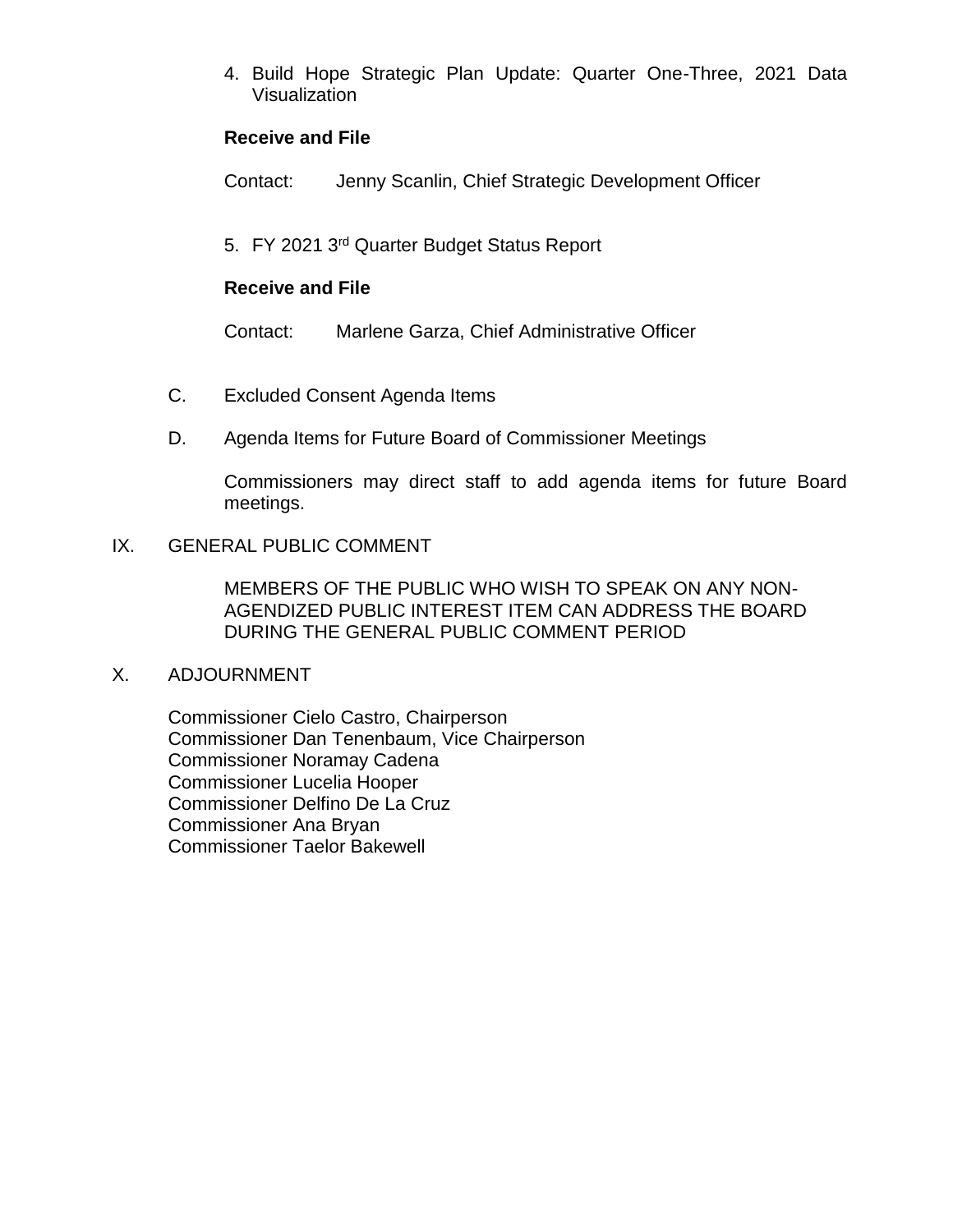4. Build Hope Strategic Plan Update: Quarter One-Three, 2021 Data Visualization

   **Receive and File**

   Contact: Jenny Scanlin, Chief Strategic Development Officer

5. FY 2021 3rd Quarter Budget Status Report

   **Receive and File**

   Contact: Marlene Garza, Chief Administrative Officer

C. Excluded Consent Agenda Items

D. Agenda Items for Future Board of Commissioner Meetings

   Commissioners may direct staff to add agenda items for future Board meetings.

IX. GENERAL PUBLIC COMMENT

   MEMBERS OF THE PUBLIC WHO WISH TO SPEAK ON ANY NON-AGENDIZED PUBLIC INTEREST ITEM CAN ADDRESS THE BOARD DURING THE GENERAL PUBLIC COMMENT PERIOD

X. ADJOURNMENT

Commissioner Cielo Castro, Chairperson
Commissioner Dan Tenenbaum, Vice Chairperson
Commissioner Noramay Cadena
Commissioner Lucelia Hooper
Commissioner Delfino De La Cruz
Commissioner Ana Bryan
Commissioner Taelor Bakewell